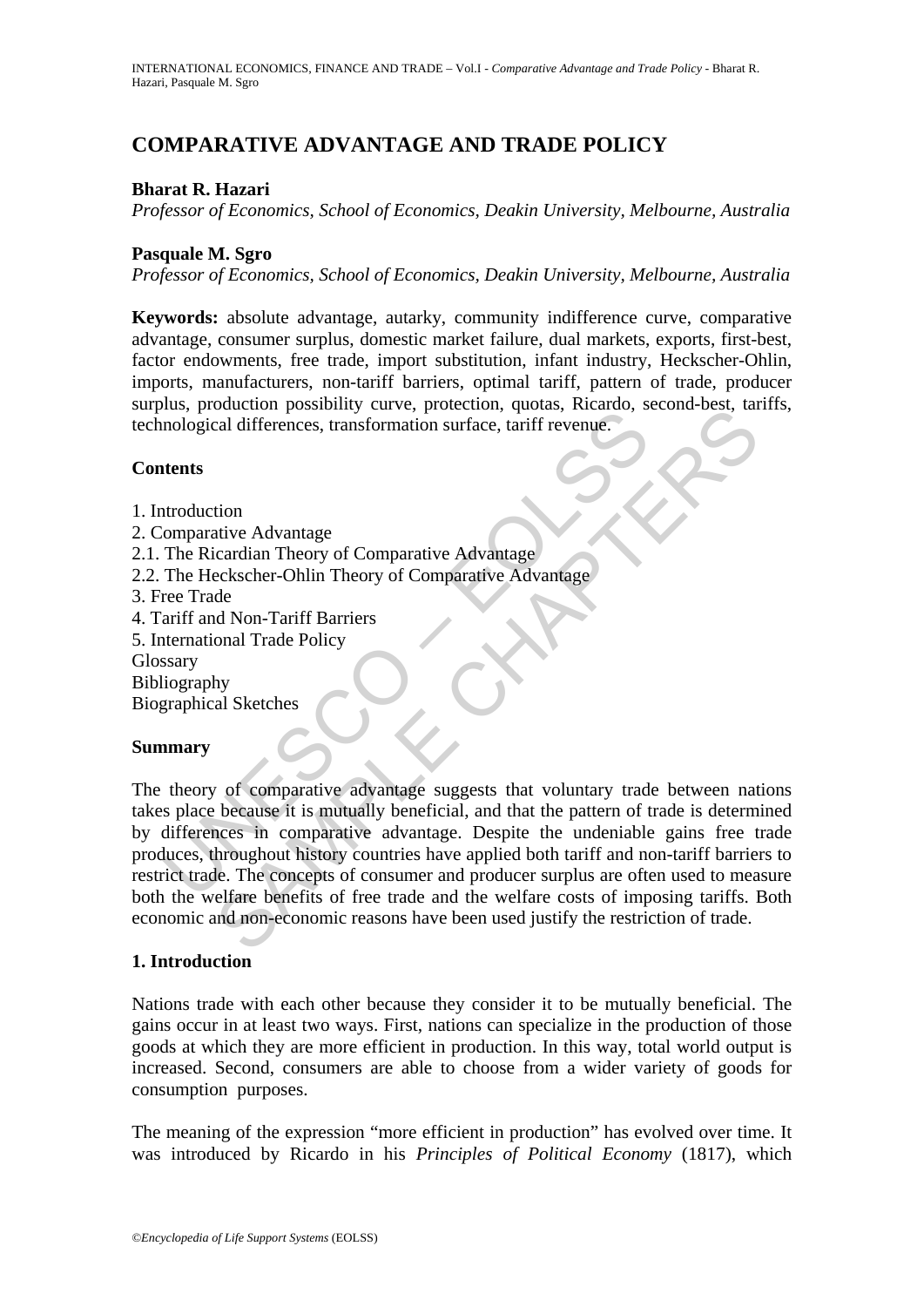# COMPARATIVE ADVANTAGE AND TRADE POLICY

**Bharat R. Hazari**

*Professor of Economics, School of Economics, Deakin University, Melbourne, Australia*

**Pasquale M. Sgro**

*Professor of Economics, School of Economics, Deakin University, Melbourne, Australia*

**Keywords:** absolute advantage, autarky, community indifference curve, comparative advantage, consumer surplus, domestic market failure, dual markets, exports, first-best, factor endowments, free trade, import substitution, infant industry, Heckscher-Ohlin, imports, manufacturers, non-tariff barriers, optimal tariff, pattern of trade, producer surplus, production possibility curve, protection, quotas, Ricardo, second-best, tariffs, technological differences, transformation surface, tariff revenue.

## Contents

1. Introduction
2. Comparative Advantage
2.1. The Ricardian Theory of Comparative Advantage
2.2. The Heckscher-Ohlin Theory of Comparative Advantage
3. Free Trade
4. Tariff and Non-Tariff Barriers
5. International Trade Policy

Glossary
Bibliography
Biographical Sketches

## Summary

The theory of comparative advantage suggests that voluntary trade between nations takes place because it is mutually beneficial, and that the pattern of trade is determined by differences in comparative advantage. Despite the undeniable gains free trade produces, throughout history countries have applied both tariff and non-tariff barriers to restrict trade. The concepts of consumer and producer surplus are often used to measure both the welfare benefits of free trade and the welfare costs of imposing tariffs. Both economic and non-economic reasons have been used justify the restriction of trade.

## 1. Introduction

Nations trade with each other because they consider it to be mutually beneficial. The gains occur in at least two ways. First, nations can specialize in the production of those goods at which they are more efficient in production. In this way, total world output is increased. Second, consumers are able to choose from a wider variety of goods for consumption purposes.

The meaning of the expression "more efficient in production" has evolved over time. It was introduced by Ricardo in his *Principles of Political Economy* (1817), which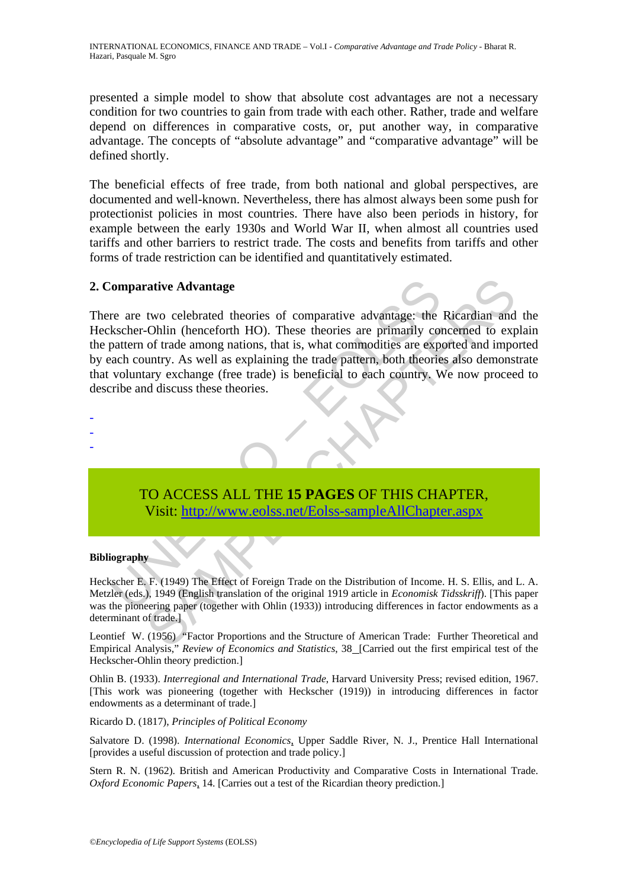presented a simple model to show that absolute cost advantages are not a necessary condition for two countries to gain from trade with each other. Rather, trade and welfare depend on differences in comparative costs, or, put another way, in comparative advantage. The concepts of "absolute advantage" and "comparative advantage" will be defined shortly.

The beneficial effects of free trade, from both national and global perspectives, are documented and well-known. Nevertheless, there has almost always been some push for protectionist policies in most countries. There have also been periods in history, for example between the early 1930s and World War II, when almost all countries used tariffs and other barriers to restrict trade. The costs and benefits from tariffs and other forms of trade restriction can be identified and quantitatively estimated.

## 2. Comparative Advantage

There are two celebrated theories of comparative advantage: the Ricardian and the Heckscher-Ohlin (henceforth HO). These theories are primarily concerned to explain the pattern of trade among nations, that is, what commodities are exported and imported by each country. As well as explaining the trade pattern, both theories also demonstrate that voluntary exchange (free trade) is beneficial to each country. We now proceed to describe and discuss these theories.

-
-
-

TO ACCESS ALL THE **15 PAGES** OF THIS CHAPTER,
Visit: http://www.eolss.net/Eolss-sampleAllChapter.aspx

**Bibliography**

Heckscher E. F. (1949) The Effect of Foreign Trade on the Distribution of Income. H. S. Ellis, and L. A. Metzler (eds.), 1949 (English translation of the original 1919 article in *Economisk Tidsskriff*). [This paper was the pioneering paper (together with Ohlin (1933)) introducing differences in factor endowments as a determinant of trade.]

Leontief W. (1956) "Factor Proportions and the Structure of American Trade: Further Theoretical and Empirical Analysis," *Review of Economics and Statistics*, 38 [Carried out the first empirical test of the Heckscher-Ohlin theory prediction.]

Ohlin B. (1933). *Interregional and International Trade*, Harvard University Press; revised edition, 1967. [This work was pioneering (together with Heckscher (1919)) in introducing differences in factor endowments as a determinant of trade.]

Ricardo D. (1817), *Principles of Political Economy*

Salvatore D. (1998). *International Economics*, Upper Saddle River, N. J., Prentice Hall International [provides a useful discussion of protection and trade policy.]

Stern R. N. (1962). British and American Productivity and Comparative Costs in International Trade. *Oxford Economic Papers*, 14. [Carries out a test of the Ricardian theory prediction.]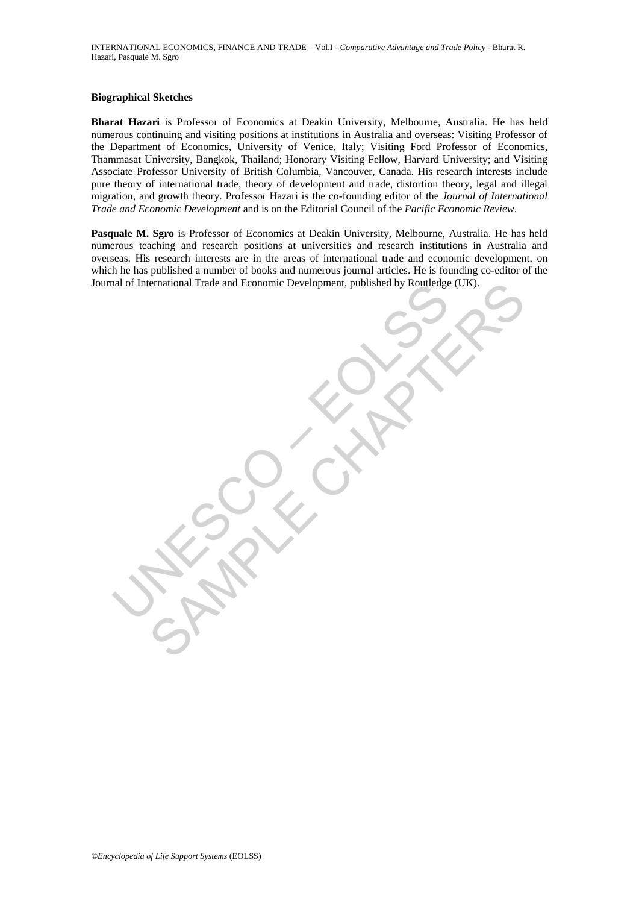**Biographical Sketches**

**Bharat Hazari** is Professor of Economics at Deakin University, Melbourne, Australia. He has held numerous continuing and visiting positions at institutions in Australia and overseas: Visiting Professor of the Department of Economics, University of Venice, Italy; Visiting Ford Professor of Economics, Thammasat University, Bangkok, Thailand; Honorary Visiting Fellow, Harvard University; and Visiting Associate Professor University of British Columbia, Vancouver, Canada. His research interests include pure theory of international trade, theory of development and trade, distortion theory, legal and illegal migration, and growth theory. Professor Hazari is the co-founding editor of the *Journal of International Trade and Economic Development* and is on the Editorial Council of the *Pacific Economic Review*.

**Pasquale M. Sgro** is Professor of Economics at Deakin University, Melbourne, Australia. He has held numerous teaching and research positions at universities and research institutions in Australia and overseas. His research interests are in the areas of international trade and economic development, on which he has published a number of books and numerous journal articles. He is founding co-editor of the Journal of International Trade and Economic Development, published by Routledge (UK).